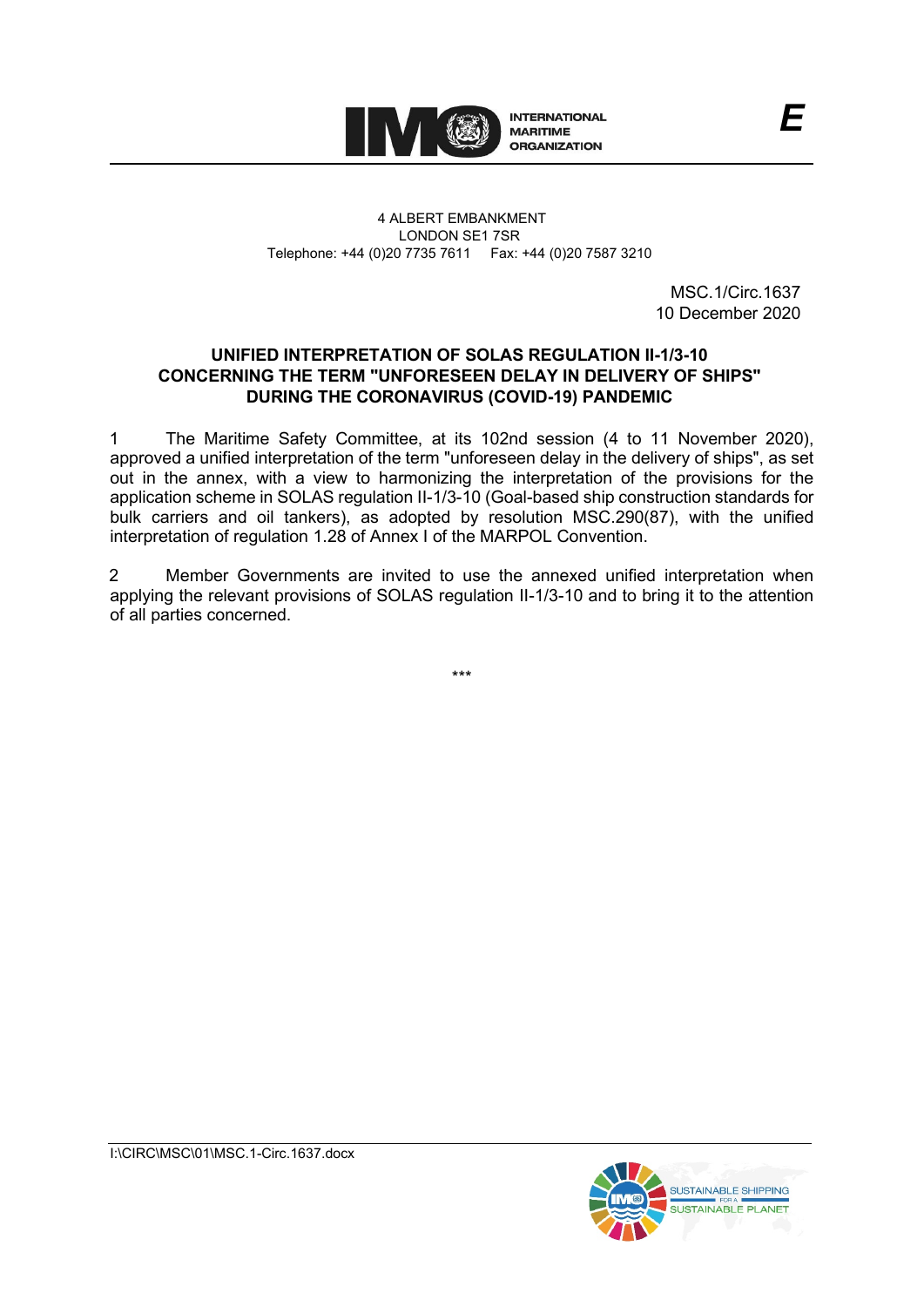INTERNATIONAL MARITIME ORGANIZATION

*E*

4 ALBERT EMBANKMENT
LONDON SE1 7SR
Telephone: +44 (0)20 7735 7611    Fax: +44 (0)20 7587 3210

MSC.1/Circ.1637
10 December 2020

**UNIFIED INTERPRETATION OF SOLAS REGULATION II-1/3-10 CONCERNING THE TERM "UNFORESEEN DELAY IN DELIVERY OF SHIPS" DURING THE CORONAVIRUS (COVID-19) PANDEMIC**

1 The Maritime Safety Committee, at its 102nd session (4 to 11 November 2020), approved a unified interpretation of the term "unforeseen delay in the delivery of ships", as set out in the annex, with a view to harmonizing the interpretation of the provisions for the application scheme in SOLAS regulation II-1/3-10 (Goal-based ship construction standards for bulk carriers and oil tankers), as adopted by resolution MSC.290(87), with the unified interpretation of regulation 1.28 of Annex I of the MARPOL Convention.

2 Member Governments are invited to use the annexed unified interpretation when applying the relevant provisions of SOLAS regulation II-1/3-10 and to bring it to the attention of all parties concerned.

\*\*\*

I:\CIRC\MSC\01\MSC.1-Circ.1637.docx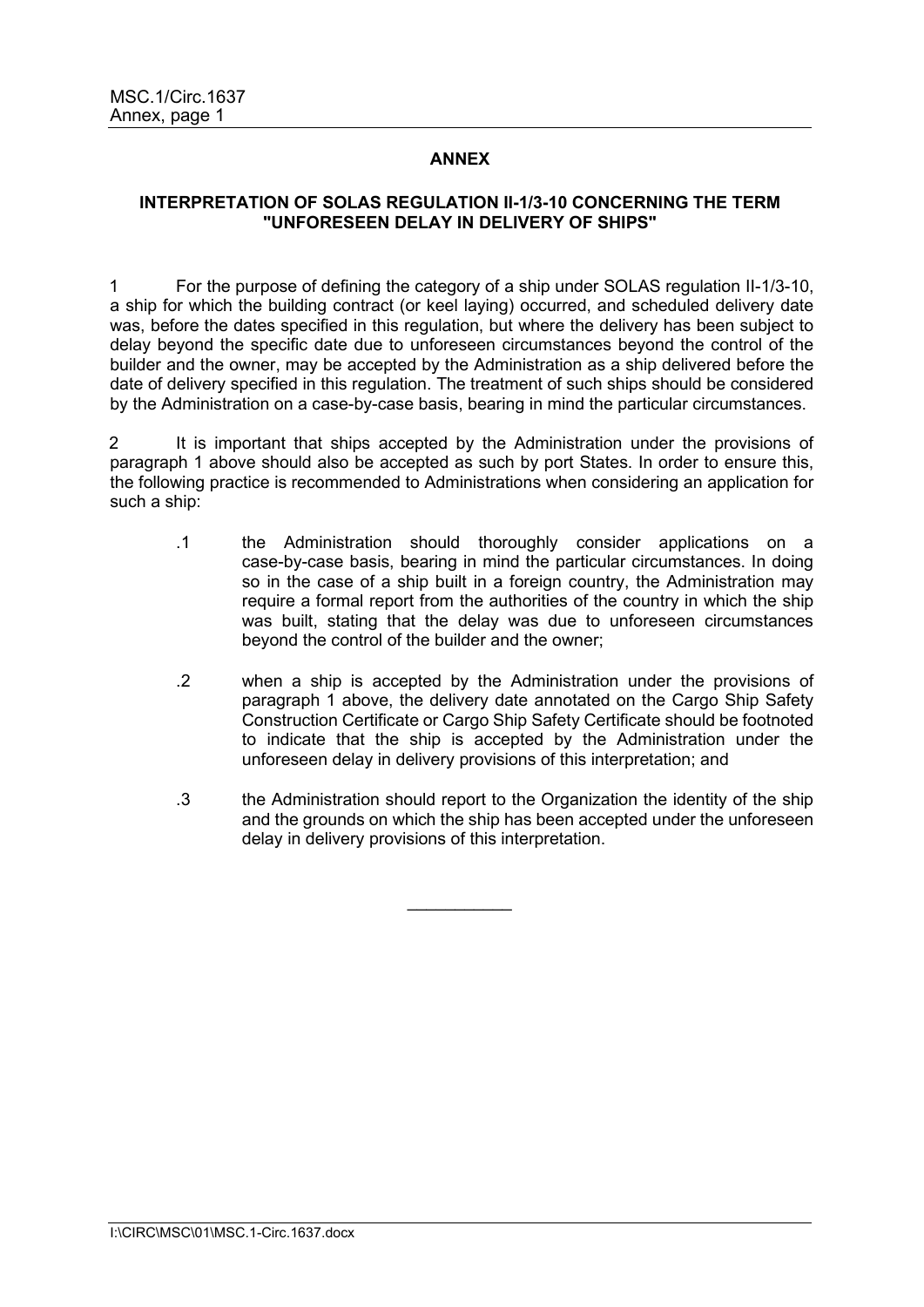## ANNEX

### INTERPRETATION OF SOLAS REGULATION II-1/3-10 CONCERNING THE TERM "UNFORESEEN DELAY IN DELIVERY OF SHIPS"

1 For the purpose of defining the category of a ship under SOLAS regulation II-1/3-10, a ship for which the building contract (or keel laying) occurred, and scheduled delivery date was, before the dates specified in this regulation, but where the delivery has been subject to delay beyond the specific date due to unforeseen circumstances beyond the control of the builder and the owner, may be accepted by the Administration as a ship delivered before the date of delivery specified in this regulation. The treatment of such ships should be considered by the Administration on a case-by-case basis, bearing in mind the particular circumstances.

2 It is important that ships accepted by the Administration under the provisions of paragraph 1 above should also be accepted as such by port States. In order to ensure this, the following practice is recommended to Administrations when considering an application for such a ship:

.1 the Administration should thoroughly consider applications on a case-by-case basis, bearing in mind the particular circumstances. In doing so in the case of a ship built in a foreign country, the Administration may require a formal report from the authorities of the country in which the ship was built, stating that the delay was due to unforeseen circumstances beyond the control of the builder and the owner;

.2 when a ship is accepted by the Administration under the provisions of paragraph 1 above, the delivery date annotated on the Cargo Ship Safety Construction Certificate or Cargo Ship Safety Certificate should be footnoted to indicate that the ship is accepted by the Administration under the unforeseen delay in delivery provisions of this interpretation; and

.3 the Administration should report to the Organization the identity of the ship and the grounds on which the ship has been accepted under the unforeseen delay in delivery provisions of this interpretation.

___________